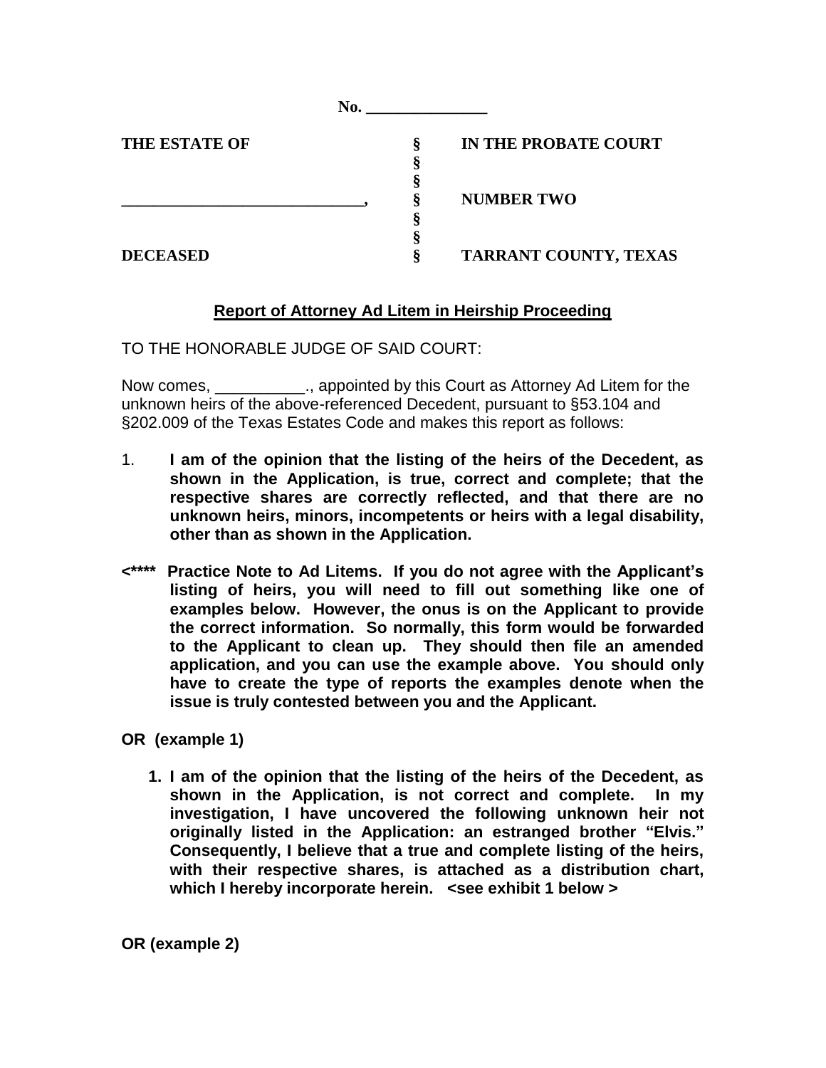No. _______________

| THE ESTATE OF | § | IN THE PROBATE COURT |
|---|---|---|
| | § | |
| | § | |
| _____________________________, | § | NUMBER TWO |
| | § | |
| | § | |
| DECEASED | § | TARRANT COUNTY, TEXAS |

## Report of Attorney Ad Litem in Heirship Proceeding

TO THE HONORABLE JUDGE OF SAID COURT:

Now comes, __________., appointed by this Court as Attorney Ad Litem for the unknown heirs of the above-referenced Decedent, pursuant to §53.104 and §202.009 of the Texas Estates Code and makes this report as follows:

1. **I am of the opinion that the listing of the heirs of the Decedent, as shown in the Application, is true, correct and complete; that the respective shares are correctly reflected, and that there are no unknown heirs, minors, incompetents or heirs with a legal disability, other than as shown in the Application.**

**<**** Practice Note to Ad Litems. If you do not agree with the Applicant's listing of heirs, you will need to fill out something like one of examples below. However, the onus is on the Applicant to provide the correct information. So normally, this form would be forwarded to the Applicant to clean up. They should then file an amended application, and you can use the example above. You should only have to create the type of reports the examples denote when the issue is truly contested between you and the Applicant.**

**OR (example 1)**

1. **I am of the opinion that the listing of the heirs of the Decedent, as shown in the Application, is not correct and complete. In my investigation, I have uncovered the following unknown heir not originally listed in the Application: an estranged brother "Elvis." Consequently, I believe that a true and complete listing of the heirs, with their respective shares, is attached as a distribution chart, which I hereby incorporate herein. <see exhibit 1 below >**

**OR (example 2)**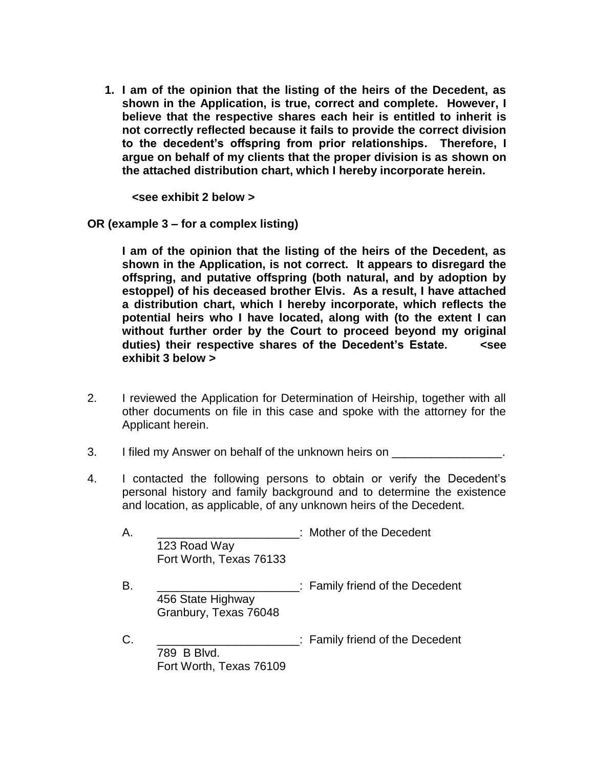1. **I am of the opinion that the listing of the heirs of the Decedent, as shown in the Application, is true, correct and complete. However, I believe that the respective shares each heir is entitled to inherit is not correctly reflected because it fails to provide the correct division to the decedent's offspring from prior relationships. Therefore, I argue on behalf of my clients that the proper division is as shown on the attached distribution chart, which I hereby incorporate herein.**

   **<see exhibit 2 below >**

**OR (example 3 – for a complex listing)**

**I am of the opinion that the listing of the heirs of the Decedent, as shown in the Application, is not correct. It appears to disregard the offspring, and putative offspring (both natural, and by adoption by estoppel) of his deceased brother Elvis. As a result, I have attached a distribution chart, which I hereby incorporate, which reflects the potential heirs who I have located, along with (to the extent I can without further order by the Court to proceed beyond my original duties) their respective shares of the Decedent's Estate. <see exhibit 3 below >**

2. I reviewed the Application for Determination of Heirship, together with all other documents on file in this case and spoke with the attorney for the Applicant herein.

3. I filed my Answer on behalf of the unknown heirs on _________________.

4. I contacted the following persons to obtain or verify the Decedent's personal history and family background and to determine the existence and location, as applicable, of any unknown heirs of the Decedent.

   A. ______________________: Mother of the Decedent
   123 Road Way
   Fort Worth, Texas 76133

   B. ______________________: Family friend of the Decedent
   456 State Highway
   Granbury, Texas 76048

   C. ______________________: Family friend of the Decedent
   789 B Blvd.
   Fort Worth, Texas 76109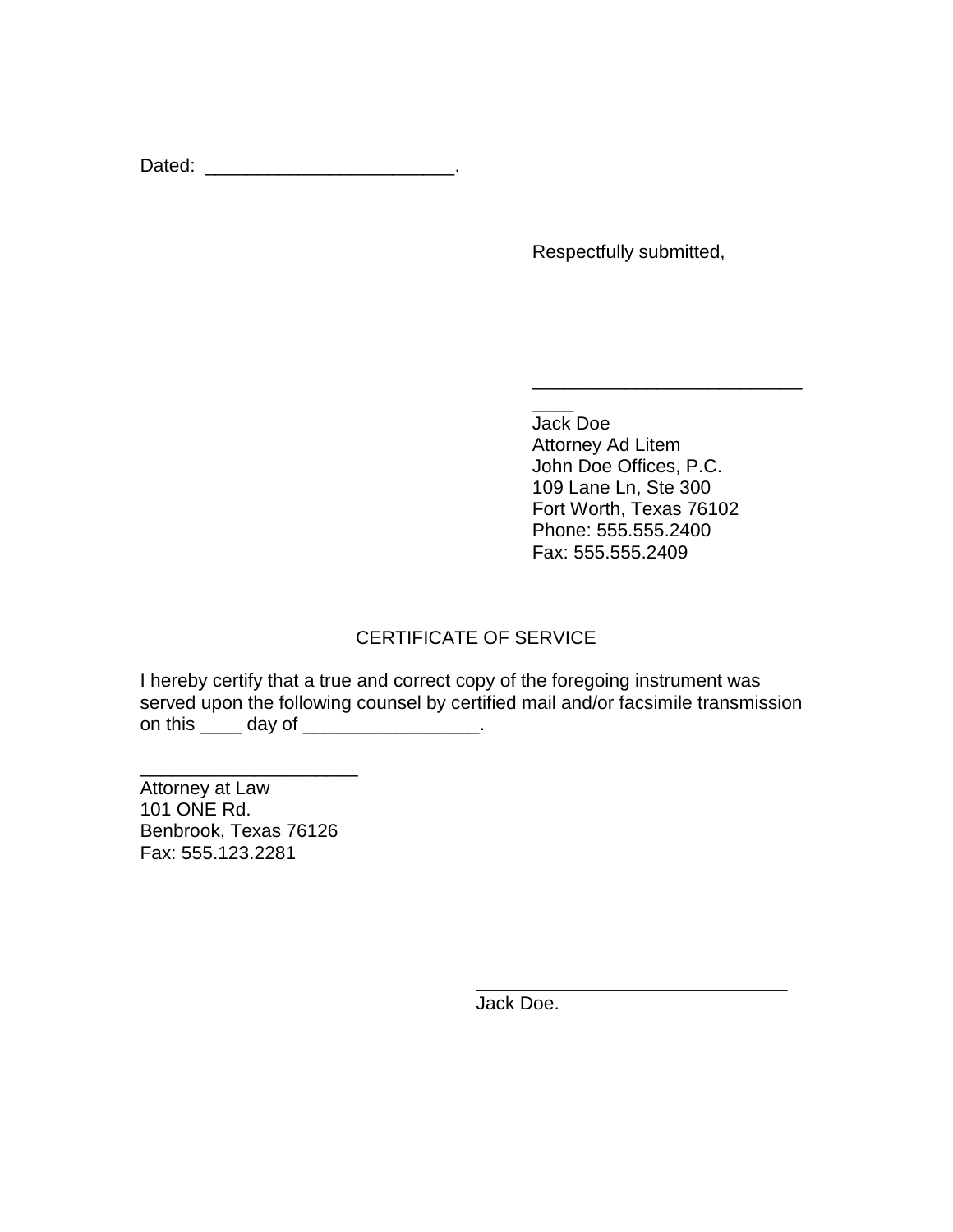Dated: ________________________.

Respectfully submitted,

______________________________

Jack Doe
Attorney Ad Litem
John Doe Offices, P.C.
109 Lane Ln, Ste 300
Fort Worth, Texas 76102
Phone: 555.555.2400
Fax: 555.555.2409

CERTIFICATE OF SERVICE

I hereby certify that a true and correct copy of the foregoing instrument was served upon the following counsel by certified mail and/or facsimile transmission on this ____ day of _________________.

_____________________
Attorney at Law
101 ONE Rd.
Benbrook, Texas 76126
Fax: 555.123.2281

______________________________
Jack Doe.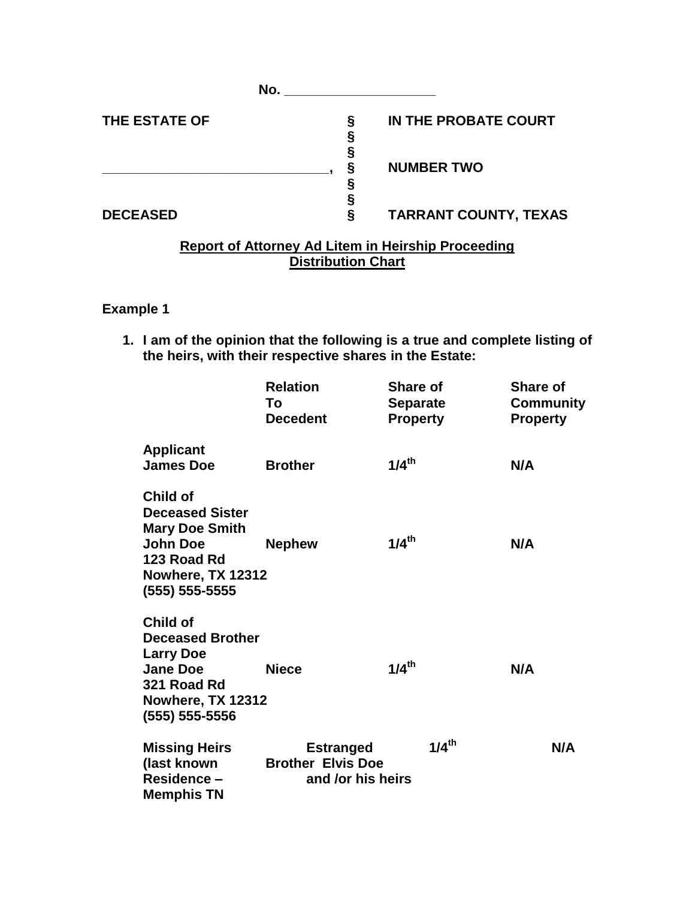No. ____________________

| THE ESTATE OF | § | IN THE PROBATE COURT |
|---|---|---|
| | § | |
| | § | |
| ______________________________, | § | NUMBER TWO |
| | § | |
| | § | |
| DECEASED | § | TARRANT COUNTY, TEXAS |

**Report of Attorney Ad Litem in Heirship Proceeding**
**Distribution Chart**

**Example 1**

1. **I am of the opinion that the following is a true and complete listing of the heirs, with their respective shares in the Estate:**

| | Relation To Decedent | Share of Separate Property | Share of Community Property |
|---|---|---|---|
| **Applicant** **James Doe** | **Brother** | **1/4th** | **N/A** |
| **Child of Deceased Sister Mary Doe Smith** **John Doe** **123 Road Rd** **Nowhere, TX 12312** **(555) 555-5555** | **Nephew** | **1/4th** | **N/A** |
| **Child of Deceased Brother Larry Doe** **Jane Doe** **321 Road Rd** **Nowhere, TX 12312** **(555) 555-5556** | **Niece** | **1/4th** | **N/A** |
| **Missing Heirs (last known Residence – Memphis TN** | **Estranged Brother Elvis Doe and /or his heirs** | **1/4th** | **N/A** |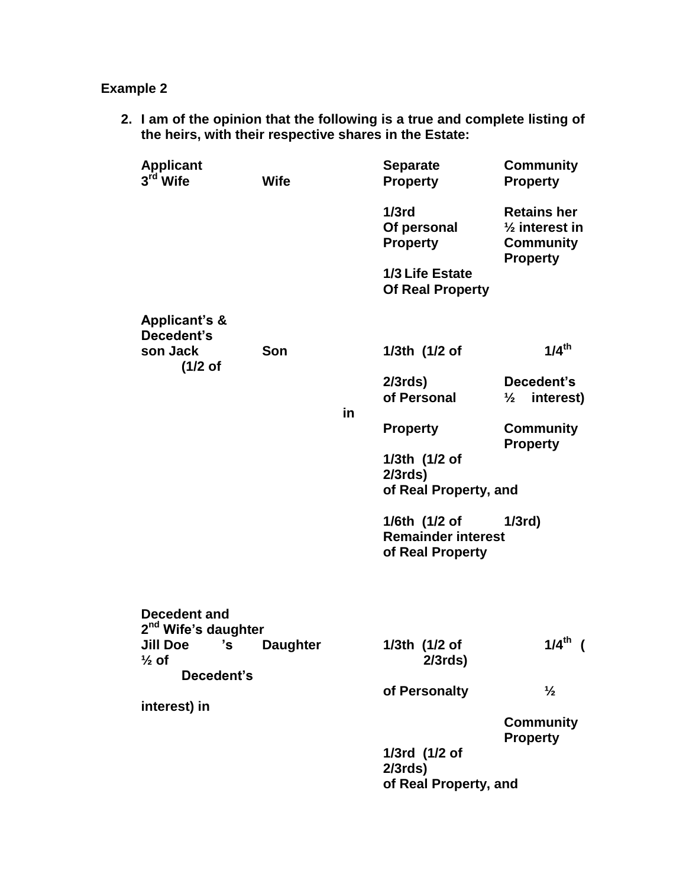**Example 2**

2. **I am of the opinion that the following is a true and complete listing of the heirs, with their respective shares in the Estate:**

| **Applicant** | | **Separate** | **Community** |
|---|---|---|---|
| **3rd Wife** | **Wife** | **Property** | **Property** |
| | | **1/3rd Of personal Property** | **Retains her ½ interest in Community Property** |
| | | **1/3 Life Estate Of Real Property** | |
| **Applicant's & Decedent's son Jack** | **Son** | **1/3th (1/2 of 2/3rds) of Personal Property** | **1/4th (1/2 of Decedent's ½ interest) in Community Property** |
| | | **1/3th (1/2 of 2/3rds) of Real Property, and** | |
| | | **1/6th (1/2 of 1/3rd) Remainder interest of Real Property** | |
| **Decedent and 2nd Wife's daughter Jill Doe's** | **Daughter** | **1/3th (1/2 of 2/3rds) of Personalty** | **1/4th (½ of Decedent's ½ interest) in Community Property** |
| | | **1/3rd (1/2 of 2/3rds) of Real Property, and** | |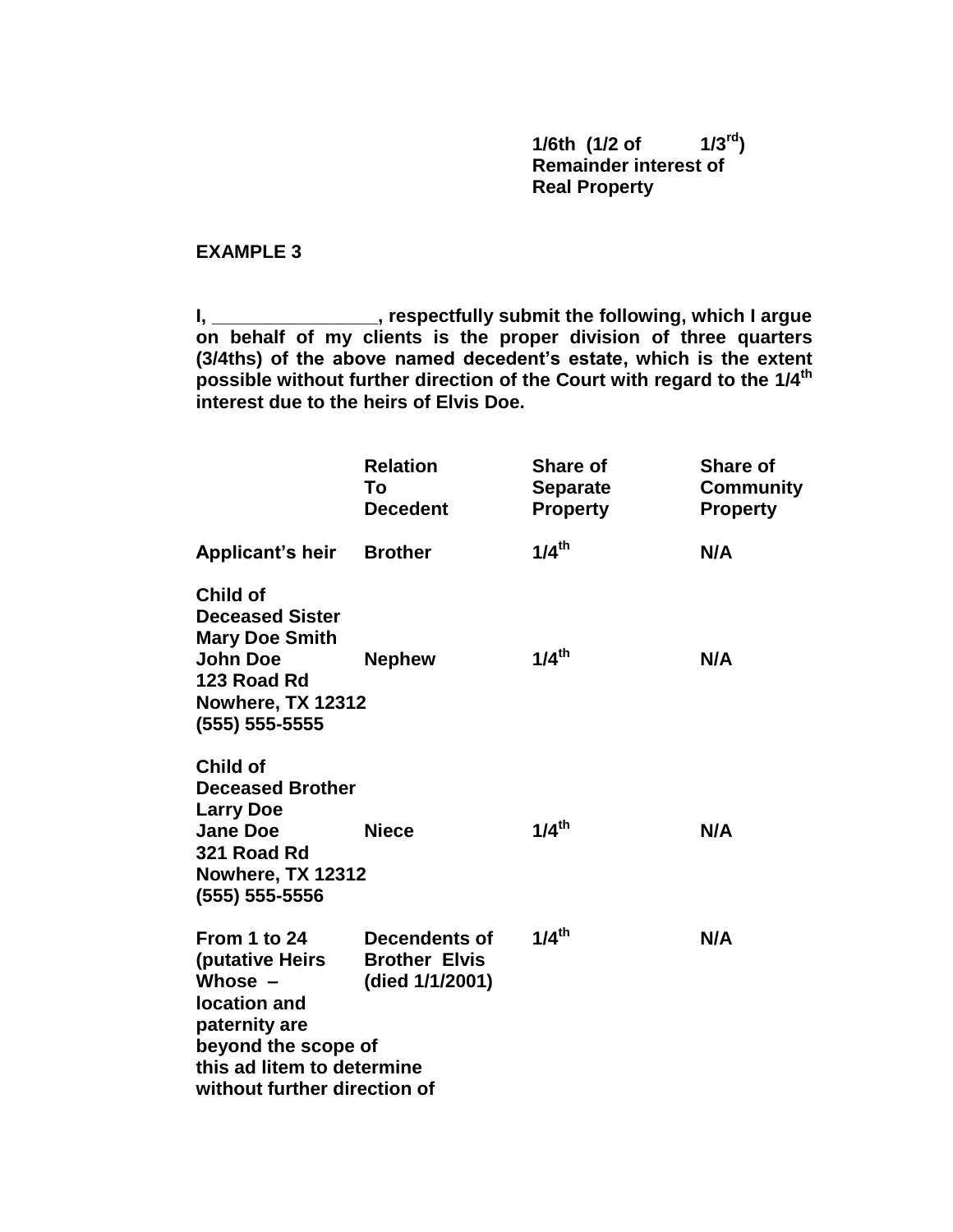**1/6th (1/2 of 1/3rd)**
**Remainder interest of**
**Real Property**

**EXAMPLE 3**

**I, ________________, respectfully submit the following, which I argue on behalf of my clients is the proper division of three quarters (3/4ths) of the above named decedent's estate, which is the extent possible without further direction of the Court with regard to the 1/4th interest due to the heirs of Elvis Doe.**

| | **Relation To Decedent** | **Share of Separate Property** | **Share of Community Property** |
|---|---|---|---|
| **Applicant's heir** | **Brother** | **1/4th** | **N/A** |
| **Child of Deceased Sister Mary Doe Smith John Doe 123 Road Rd Nowhere, TX 12312 (555) 555-5555** | **Nephew** | **1/4th** | **N/A** |
| **Child of Deceased Brother Larry Doe Jane Doe 321 Road Rd Nowhere, TX 12312 (555) 555-5556** | **Niece** | **1/4th** | **N/A** |
| **From 1 to 24 (putative Heirs Whose – location and paternity are beyond the scope of this ad litem to determine without further direction of** | **Decendents of Brother Elvis (died 1/1/2001)** | **1/4th** | **N/A** |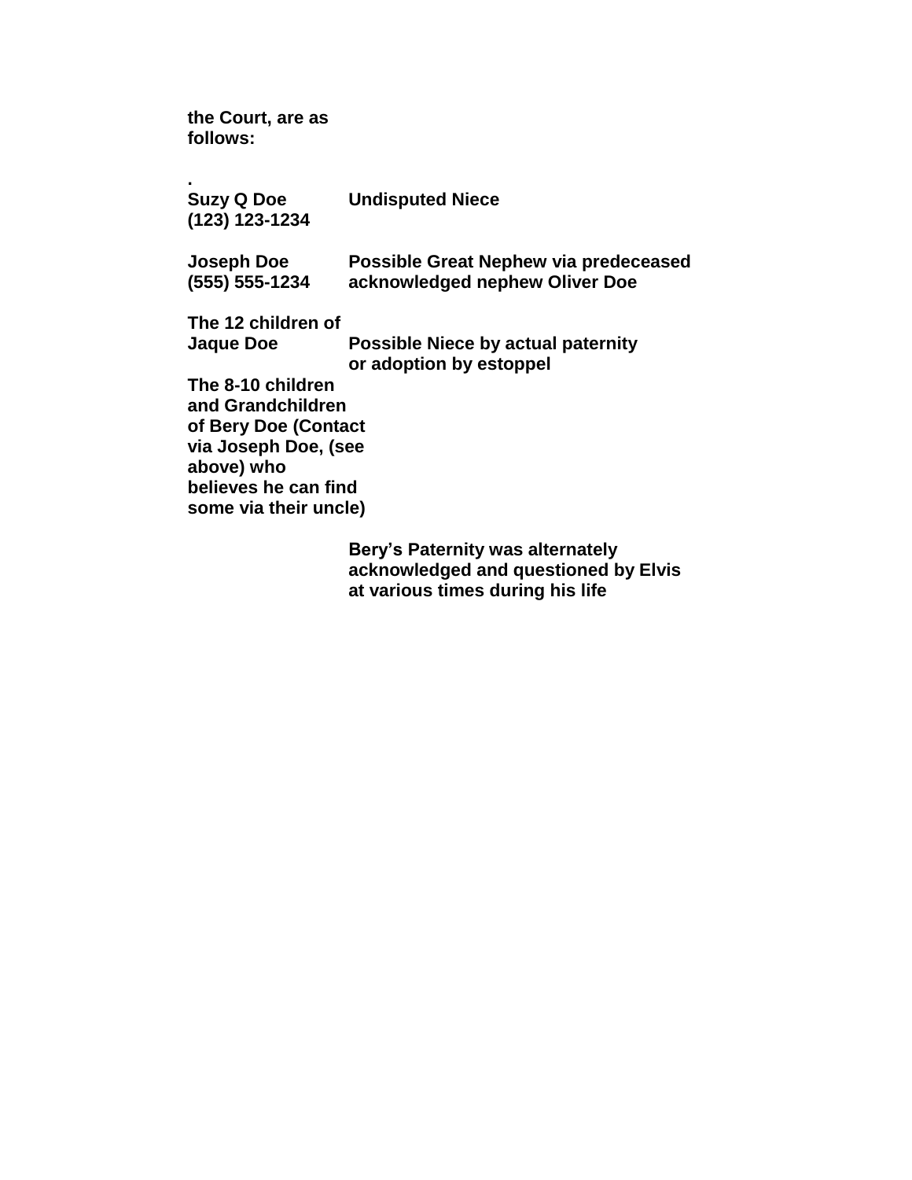**the Court, are as follows:**

**.**

| | |
|---|---|
| **Suzy Q Doe (123) 123-1234** | **Undisputed Niece** |
| **Joseph Doe (555) 555-1234** | **Possible Great Nephew via predeceased acknowledged nephew Oliver Doe** |
| **The 12 children of Jaque Doe** | **Possible Niece by actual paternity or adoption by estoppel** |
| **The 8-10 children and Grandchildren of Bery Doe (Contact via Joseph Doe, (see above) who believes he can find some via their uncle)** | **Bery's Paternity was alternately acknowledged and questioned by Elvis at various times during his life** |